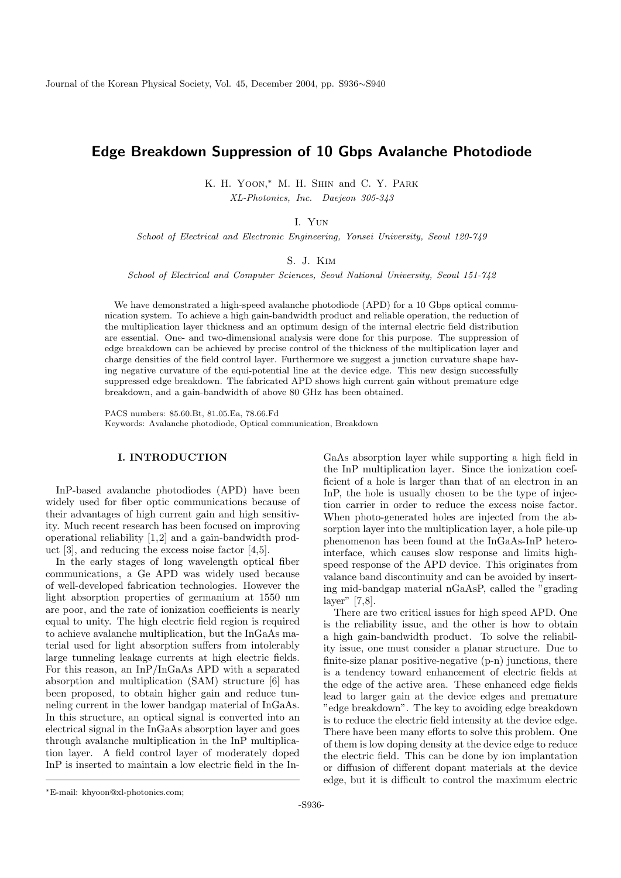# Edge Breakdown Suppression of 10 Gbps Avalanche Photodiode

K. H. Yoon,* M. H. Shin and C. Y. Park

*XL-Photonics, Inc. Daejeon 305-343*

I. Yun

*School of Electrical and Electronic Engineering, Yonsei University, Seoul 120-749*

S. J. Kim

*School of Electrical and Computer Sciences, Seoul National University, Seoul 151-742*

We have demonstrated a high-speed avalanche photodiode (APD) for a 10 Gbps optical communication system. To achieve a high gain-bandwidth product and reliable operation, the reduction of the multiplication layer thickness and an optimum design of the internal electric field distribution are essential. One- and two-dimensional analysis were done for this purpose. The suppression of edge breakdown can be achieved by precise control of the thickness of the multiplication layer and charge densities of the field control layer. Furthermore we suggest a junction curvature shape having negative curvature of the equi-potential line at the device edge. This new design successfully suppressed edge breakdown. The fabricated APD shows high current gain without premature edge breakdown, and a gain-bandwidth of above 80 GHz has been obtained.

PACS numbers: 85.60.Bt, 81.05.Ea, 78.66.Fd
Keywords: Avalanche photodiode, Optical communication, Breakdown

## I. INTRODUCTION

InP-based avalanche photodiodes (APD) have been widely used for fiber optic communications because of their advantages of high current gain and high sensitivity. Much recent research has been focused on improving operational reliability [1,2] and a gain-bandwidth product [3], and reducing the excess noise factor [4,5].

In the early stages of long wavelength optical fiber communications, a Ge APD was widely used because of well-developed fabrication technologies. However the light absorption properties of germanium at 1550 nm are poor, and the rate of ionization coefficients is nearly equal to unity. The high electric field region is required to achieve avalanche multiplication, but the InGaAs material used for light absorption suffers from intolerably large tunneling leakage currents at high electric fields. For this reason, an InP/InGaAs APD with a separated absorption and multiplication (SAM) structure [6] has been proposed, to obtain higher gain and reduce tunneling current in the lower bandgap material of InGaAs. In this structure, an optical signal is converted into an electrical signal in the InGaAs absorption layer and goes through avalanche multiplication in the InP multiplication layer. A field control layer of moderately doped InP is inserted to maintain a low electric field in the InGaAs absorption layer while supporting a high field in the InP multiplication layer. Since the ionization coefficient of a hole is larger than that of an electron in an InP, the hole is usually chosen to be the type of injection carrier in order to reduce the excess noise factor. When photo-generated holes are injected from the absorption layer into the multiplication layer, a hole pile-up phenomenon has been found at the InGaAs-InP heterointerface, which causes slow response and limits high-speed response of the APD device. This originates from valance band discontinuity and can be avoided by inserting mid-bandgap material nGaAsP, called the "grading layer" [7,8].

There are two critical issues for high speed APD. One is the reliability issue, and the other is how to obtain a high gain-bandwidth product. To solve the reliability issue, one must consider a planar structure. Due to finite-size planar positive-negative (p-n) junctions, there is a tendency toward enhancement of electric fields at the edge of the active area. These enhanced edge fields lead to larger gain at the device edges and premature "edge breakdown". The key to avoiding edge breakdown is to reduce the electric field intensity at the device edge. There have been many efforts to solve this problem. One of them is low doping density at the device edge to reduce the electric field. This can be done by ion implantation or diffusion of different dopant materials at the device edge, but it is difficult to control the maximum electric

*E-mail: khyoon@xl-photonics.com;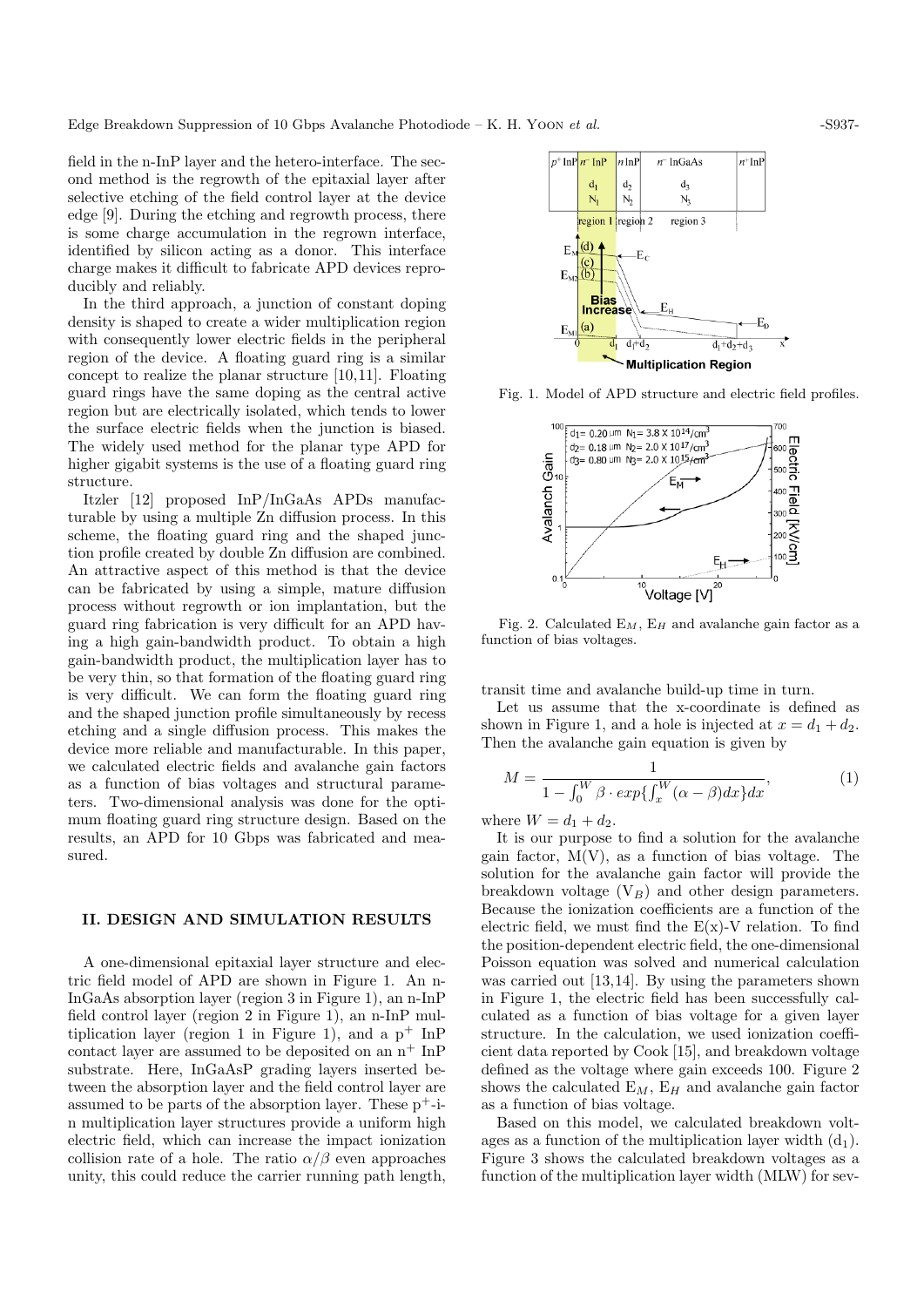field in the n-InP layer and the hetero-interface. The second method is the regrowth of the epitaxial layer after selective etching of the field control layer at the device edge [9]. During the etching and regrowth process, there is some charge accumulation in the regrown interface, identified by silicon acting as a donor. This interface charge makes it difficult to fabricate APD devices reproducibly and reliably.

In the third approach, a junction of constant doping density is shaped to create a wider multiplication region with consequently lower electric fields in the peripheral region of the device. A floating guard ring is a similar concept to realize the planar structure [10,11]. Floating guard rings have the same doping as the central active region but are electrically isolated, which tends to lower the surface electric fields when the junction is biased. The widely used method for the planar type APD for higher gigabit systems is the use of a floating guard ring structure.

Itzler [12] proposed InP/InGaAs APDs manufacturable by using a multiple Zn diffusion process. In this scheme, the floating guard ring and the shaped junction profile created by double Zn diffusion are combined. An attractive aspect of this method is that the device can be fabricated by using a simple, mature diffusion process without regrowth or ion implantation, but the guard ring fabrication is very difficult for an APD having a high gain-bandwidth product. To obtain a high gain-bandwidth product, the multiplication layer has to be very thin, so that formation of the floating guard ring is very difficult. We can form the floating guard ring and the shaped junction profile simultaneously by recess etching and a single diffusion process. This makes the device more reliable and manufacturable. In this paper, we calculated electric fields and avalanche gain factors as a function of bias voltages and structural parameters. Two-dimensional analysis was done for the optimum floating guard ring structure design. Based on the results, an APD for 10 Gbps was fabricated and measured.

## II. DESIGN AND SIMULATION RESULTS

A one-dimensional epitaxial layer structure and electric field model of APD are shown in Figure 1. An n-InGaAs absorption layer (region 3 in Figure 1), an n-InP field control layer (region 2 in Figure 1), an n-InP multiplication layer (region 1 in Figure 1), and a $p^+$ InP contact layer are assumed to be deposited on an $n^+$ InP substrate. Here, InGaAsP grading layers inserted between the absorption layer and the field control layer are assumed to be parts of the absorption layer. These $p^+$-i-n multiplication layer structures provide a uniform high electric field, which can increase the impact ionization collision rate of a hole. The ratio $\alpha/\beta$ even approaches unity, this could reduce the carrier running path length, transit time and avalanche build-up time in turn.

Fig. 1. Model of APD structure and electric field profiles.

Fig. 2. Calculated $E_M$, $E_H$ and avalanche gain factor as a function of bias voltages.

Let us assume that the x-coordinate is defined as shown in Figure 1, and a hole is injected at $x = d_1 + d_2$. Then the avalanche gain equation is given by

$$M = \frac{1}{1 - \int_0^W \beta \cdot exp\{\int_x^W (\alpha - \beta)dx\}dx}, \tag{1}$$

where $W = d_1 + d_2$.

It is our purpose to find a solution for the avalanche gain factor, M(V), as a function of bias voltage. The solution for the avalanche gain factor will provide the breakdown voltage ($V_B$) and other design parameters. Because the ionization coefficients are a function of the electric field, we must find the E(x)-V relation. To find the position-dependent electric field, the one-dimensional Poisson equation was solved and numerical calculation was carried out [13,14]. By using the parameters shown in Figure 1, the electric field has been successfully calculated as a function of bias voltage for a given layer structure. In the calculation, we used ionization coefficient data reported by Cook [15], and breakdown voltage defined as the voltage where gain exceeds 100. Figure 2 shows the calculated $E_M$, $E_H$ and avalanche gain factor as a function of bias voltage.

Based on this model, we calculated breakdown voltages as a function of the multiplication layer width ($d_1$). Figure 3 shows the calculated breakdown voltages as a function of the multiplication layer width (MLW) for sev-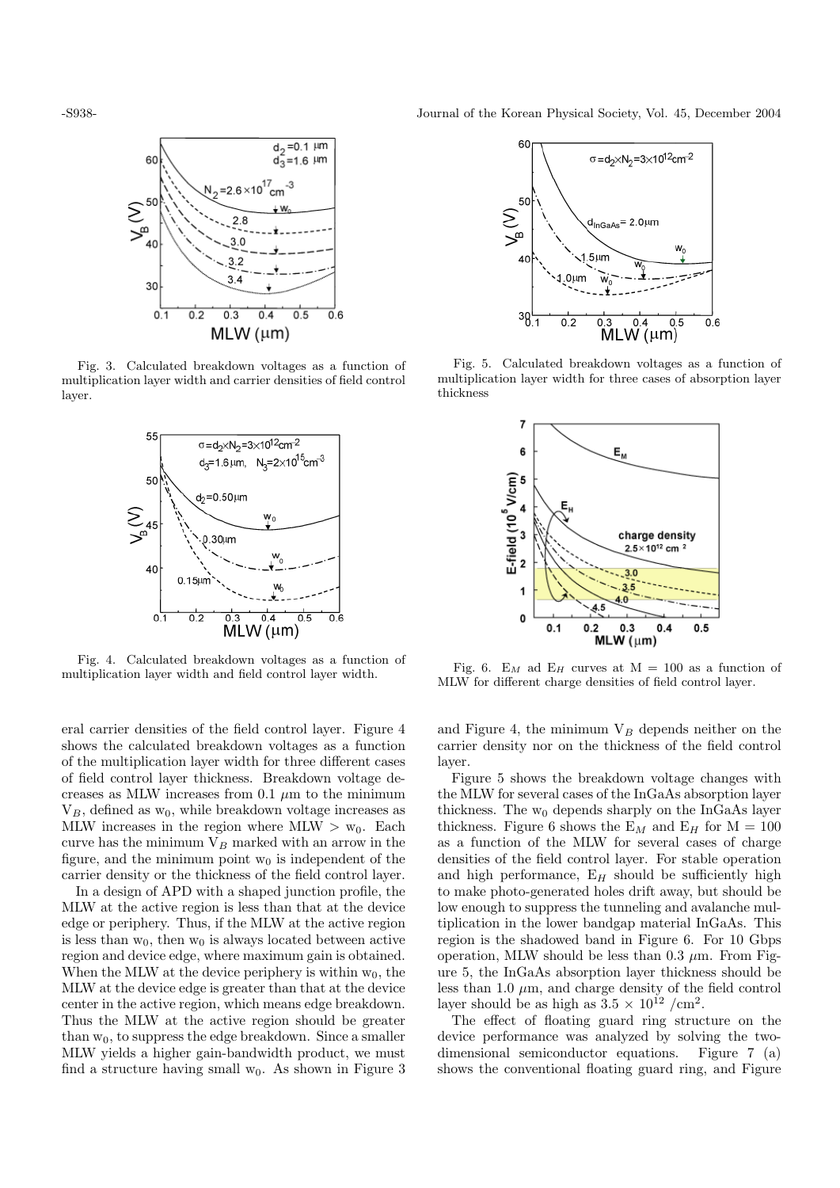Fig. 3. Calculated breakdown voltages as a function of multiplication layer width and carrier densities of field control layer.

Fig. 4. Calculated breakdown voltages as a function of multiplication layer width and field control layer width.

Fig. 5. Calculated breakdown voltages as a function of multiplication layer width for three cases of absorption layer thickness

Fig. 6. $E_M$ ad $E_H$ curves at M = 100 as a function of MLW for different charge densities of field control layer.

eral carrier densities of the field control layer. Figure 4 shows the calculated breakdown voltages as a function of the multiplication layer width for three different cases of field control layer thickness. Breakdown voltage decreases as MLW increases from 0.1 $\mu$m to the minimum $V_B$, defined as $w_0$, while breakdown voltage increases as MLW increases in the region where MLW > $w_0$. Each curve has the minimum $V_B$ marked with an arrow in the figure, and the minimum point $w_0$ is independent of the carrier density or the thickness of the field control layer.

In a design of APD with a shaped junction profile, the MLW at the active region is less than that at the device edge or periphery. Thus, if the MLW at the active region is less than $w_0$, then $w_0$ is always located between active region and device edge, where maximum gain is obtained. When the MLW at the device periphery is within $w_0$, the MLW at the device edge is greater than that at the device center in the active region, which means edge breakdown. Thus the MLW at the active region should be greater than $w_0$, to suppress the edge breakdown. Since a smaller MLW yields a higher gain-bandwidth product, we must find a structure having small $w_0$. As shown in Figure 3 and Figure 4, the minimum $V_B$ depends neither on the carrier density nor on the thickness of the field control layer.

Figure 5 shows the breakdown voltage changes with the MLW for several cases of the InGaAs absorption layer thickness. The $w_0$ depends sharply on the InGaAs layer thickness. Figure 6 shows the $E_M$ and $E_H$ for M = 100 as a function of the MLW for several cases of charge densities of the field control layer. For stable operation and high performance, $E_H$ should be sufficiently high to make photo-generated holes drift away, but should be low enough to suppress the tunneling and avalanche multiplication in the lower bandgap material InGaAs. This region is the shadowed band in Figure 6. For 10 Gbps operation, MLW should be less than 0.3 $\mu$m. From Figure 5, the InGaAs absorption layer thickness should be less than 1.0 $\mu$m, and charge density of the field control layer should be as high as $3.5 \times 10^{12}$ /cm$^2$.

The effect of floating guard ring structure on the device performance was analyzed by solving the two-dimensional semiconductor equations. Figure 7 (a) shows the conventional floating guard ring, and Figure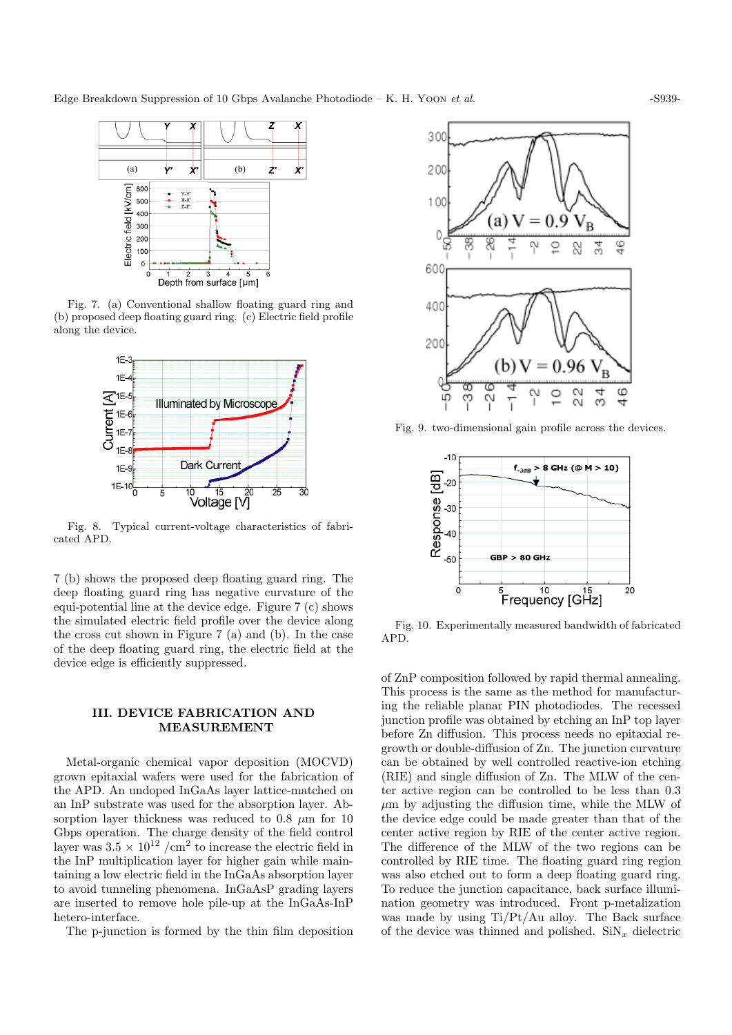Fig. 7. (a) Conventional shallow floating guard ring and (b) proposed deep floating guard ring. (c) Electric field profile along the device.

Fig. 8. Typical current-voltage characteristics of fabricated APD.

7 (b) shows the proposed deep floating guard ring. The deep floating guard ring has negative curvature of the equi-potential line at the device edge. Figure 7 (c) shows the simulated electric field profile over the device along the cross cut shown in Figure 7 (a) and (b). In the case of the deep floating guard ring, the electric field at the device edge is efficiently suppressed.

## III. DEVICE FABRICATION AND MEASUREMENT

Metal-organic chemical vapor deposition (MOCVD) grown epitaxial wafers were used for the fabrication of the APD. An undoped InGaAs layer lattice-matched on an InP substrate was used for the absorption layer. Absorption layer thickness was reduced to 0.8 $\mu$m for 10 Gbps operation. The charge density of the field control layer was $3.5 \times 10^{12}$ /cm$^2$ to increase the electric field in the InP multiplication layer for higher gain while maintaining a low electric field in the InGaAs absorption layer to avoid tunneling phenomena. InGaAsP grading layers are inserted to remove hole pile-up at the InGaAs-InP hetero-interface.

The p-junction is formed by the thin film deposition of ZnP composition followed by rapid thermal annealing. This process is the same as the method for manufacturing the reliable planar PIN photodiodes. The recessed junction profile was obtained by etching an InP top layer before Zn diffusion. This process needs no epitaxial regrowth or double-diffusion of Zn. The junction curvature can be obtained by well controlled reactive-ion etching (RIE) and single diffusion of Zn. The MLW of the center active region can be controlled to be less than 0.3 $\mu$m by adjusting the diffusion time, while the MLW of the device edge could be made greater than that of the center active region by RIE of the center active region. The difference of the MLW of the two regions can be controlled by RIE time. The floating guard ring region was also etched out to form a deep floating guard ring. To reduce the junction capacitance, back surface illumination geometry was introduced. Front p-metalization was made by using Ti/Pt/Au alloy. The Back surface of the device was thinned and polished. $SiN_x$ dielectric

Fig. 9. two-dimensional gain profile across the devices.

Fig. 10. Experimentally measured bandwidth of fabricated APD.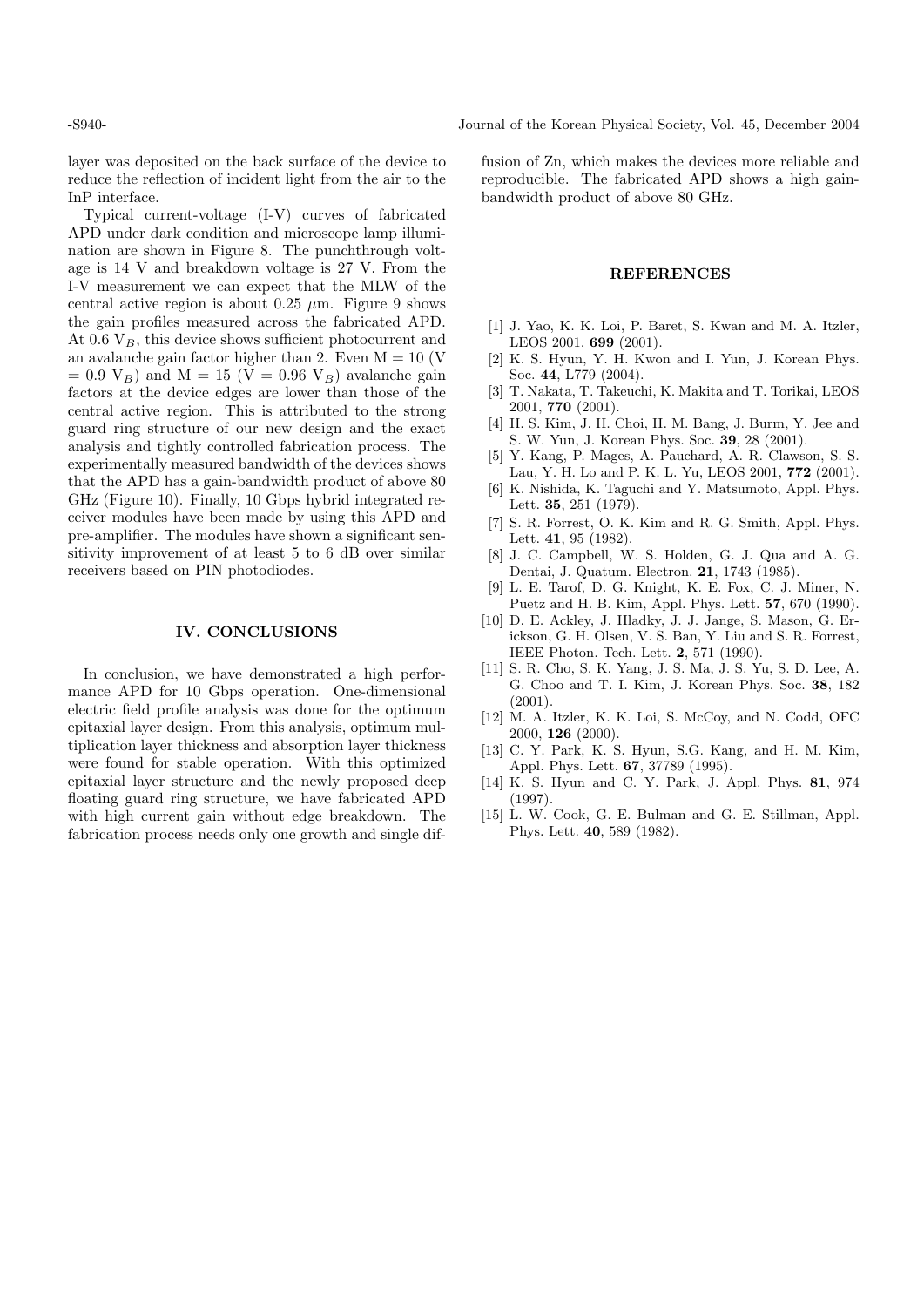layer was deposited on the back surface of the device to reduce the reflection of incident light from the air to the InP interface.

Typical current-voltage (I-V) curves of fabricated APD under dark condition and microscope lamp illumination are shown in Figure 8. The punchthrough voltage is 14 V and breakdown voltage is 27 V. From the I-V measurement we can expect that the MLW of the central active region is about 0.25 $\mu$m. Figure 9 shows the gain profiles measured across the fabricated APD. At 0.6 $V_B$, this device shows sufficient photocurrent and an avalanche gain factor higher than 2. Even M = 10 (V = 0.9 $V_B$) and M = 15 (V = 0.96 $V_B$) avalanche gain factors at the device edges are lower than those of the central active region. This is attributed to the strong guard ring structure of our new design and the exact analysis and tightly controlled fabrication process. The experimentally measured bandwidth of the devices shows that the APD has a gain-bandwidth product of above 80 GHz (Figure 10). Finally, 10 Gbps hybrid integrated receiver modules have been made by using this APD and pre-amplifier. The modules have shown a significant sensitivity improvement of at least 5 to 6 dB over similar receivers based on PIN photodiodes.

## IV. CONCLUSIONS

In conclusion, we have demonstrated a high performance APD for 10 Gbps operation. One-dimensional electric field profile analysis was done for the optimum epitaxial layer design. From this analysis, optimum multiplication layer thickness and absorption layer thickness were found for stable operation. With this optimized epitaxial layer structure and the newly proposed deep floating guard ring structure, we have fabricated APD with high current gain without edge breakdown. The fabrication process needs only one growth and single diffusion of Zn, which makes the devices more reliable and reproducible. The fabricated APD shows a high gain-bandwidth product of above 80 GHz.

## REFERENCES

[1] J. Yao, K. K. Loi, P. Baret, S. Kwan and M. A. Itzler, LEOS 2001, **699** (2001).

[2] K. S. Hyun, Y. H. Kwon and I. Yun, J. Korean Phys. Soc. **44**, L779 (2004).

[3] T. Nakata, T. Takeuchi, K. Makita and T. Torikai, LEOS 2001, **770** (2001).

[4] H. S. Kim, J. H. Choi, H. M. Bang, J. Burm, Y. Jee and S. W. Yun, J. Korean Phys. Soc. **39**, 28 (2001).

[5] Y. Kang, P. Mages, A. Pauchard, A. R. Clawson, S. S. Lau, Y. H. Lo and P. K. L. Yu, LEOS 2001, **772** (2001).

[6] K. Nishida, K. Taguchi and Y. Matsumoto, Appl. Phys. Lett. **35**, 251 (1979).

[7] S. R. Forrest, O. K. Kim and R. G. Smith, Appl. Phys. Lett. **41**, 95 (1982).

[8] J. C. Campbell, W. S. Holden, G. J. Qua and A. G. Dentai, J. Quatum. Electron. **21**, 1743 (1985).

[9] L. E. Tarof, D. G. Knight, K. E. Fox, C. J. Miner, N. Puetz and H. B. Kim, Appl. Phys. Lett. **57**, 670 (1990).

[10] D. E. Ackley, J. Hladky, J. J. Jange, S. Mason, G. Erickson, G. H. Olsen, V. S. Ban, Y. Liu and S. R. Forrest, IEEE Photon. Tech. Lett. **2**, 571 (1990).

[11] S. R. Cho, S. K. Yang, J. S. Ma, J. S. Yu, S. D. Lee, A. G. Choo and T. I. Kim, J. Korean Phys. Soc. **38**, 182 (2001).

[12] M. A. Itzler, K. K. Loi, S. McCoy, and N. Codd, OFC 2000, **126** (2000).

[13] C. Y. Park, K. S. Hyun, S.G. Kang, and H. M. Kim, Appl. Phys. Lett. **67**, 37789 (1995).

[14] K. S. Hyun and C. Y. Park, J. Appl. Phys. **81**, 974 (1997).

[15] L. W. Cook, G. E. Bulman and G. E. Stillman, Appl. Phys. Lett. **40**, 589 (1982).